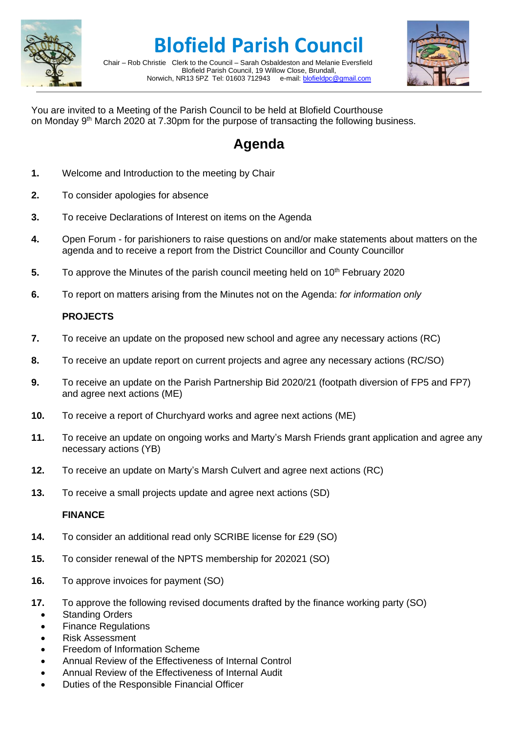# Blofield Parish Council

Chair – Rob Christie   Clerk to the Council – Sarah Osbaldeston and Melanie Eversfield
Blofield Parish Council, 19 Willow Close, Brundall,
Norwich, NR13 5PZ  Tel: 01603 712943    e-mail: blofieldpc@gmail.com

You are invited to a Meeting of the Parish Council to be held at Blofield Courthouse on Monday 9th March 2020 at 7.30pm for the purpose of transacting the following business.

## Agenda

1. Welcome and Introduction to the meeting by Chair
2. To consider apologies for absence
3. To receive Declarations of Interest on items on the Agenda
4. Open Forum - for parishioners to raise questions on and/or make statements about matters on the agenda and to receive a report from the District Councillor and County Councillor
5. To approve the Minutes of the parish council meeting held on 10th February 2020
6. To report on matters arising from the Minutes not on the Agenda: *for information only*

**PROJECTS**

7. To receive an update on the proposed new school and agree any necessary actions (RC)
8. To receive an update report on current projects and agree any necessary actions (RC/SO)
9. To receive an update on the Parish Partnership Bid 2020/21 (footpath diversion of FP5 and FP7) and agree next actions (ME)
10. To receive a report of Churchyard works and agree next actions (ME)
11. To receive an update on ongoing works and Marty's Marsh Friends grant application and agree any necessary actions (YB)
12. To receive an update on Marty's Marsh Culvert and agree next actions (RC)
13. To receive a small projects update and agree next actions (SD)

**FINANCE**

14. To consider an additional read only SCRIBE license for £29 (SO)
15. To consider renewal of the NPTS membership for 202021 (SO)
16. To approve invoices for payment (SO)
17. To approve the following revised documents drafted by the finance working party (SO)
    - Standing Orders
    - Finance Regulations
    - Risk Assessment
    - Freedom of Information Scheme
    - Annual Review of the Effectiveness of Internal Control
    - Annual Review of the Effectiveness of Internal Audit
    - Duties of the Responsible Financial Officer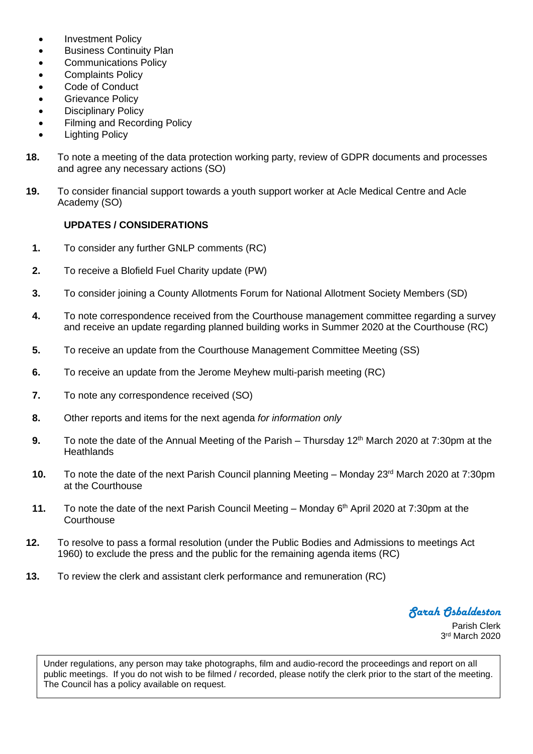- Investment Policy
- Business Continuity Plan
- Communications Policy
- Complaints Policy
- Code of Conduct
- Grievance Policy
- Disciplinary Policy
- Filming and Recording Policy
- Lighting Policy

**18.** To note a meeting of the data protection working party, review of GDPR documents and processes and agree any necessary actions (SO)

**19.** To consider financial support towards a youth support worker at Acle Medical Centre and Acle Academy (SO)

**UPDATES / CONSIDERATIONS**

**1.** To consider any further GNLP comments (RC)

**2.** To receive a Blofield Fuel Charity update (PW)

**3.** To consider joining a County Allotments Forum for National Allotment Society Members (SD)

**4.** To note correspondence received from the Courthouse management committee regarding a survey and receive an update regarding planned building works in Summer 2020 at the Courthouse (RC)

**5.** To receive an update from the Courthouse Management Committee Meeting (SS)

**6.** To receive an update from the Jerome Meyhew multi-parish meeting (RC)

**7.** To note any correspondence received (SO)

**8.** Other reports and items for the next agenda *for information only*

**9.** To note the date of the Annual Meeting of the Parish – Thursday 12th March 2020 at 7:30pm at the Heathlands

**10.** To note the date of the next Parish Council planning Meeting – Monday 23rd March 2020 at 7:30pm at the Courthouse

**11.** To note the date of the next Parish Council Meeting – Monday 6th April 2020 at 7:30pm at the Courthouse

**12.** To resolve to pass a formal resolution (under the Public Bodies and Admissions to meetings Act 1960) to exclude the press and the public for the remaining agenda items (RC)

**13.** To review the clerk and assistant clerk performance and remuneration (RC)

*Sarah Osbaldeston*
Parish Clerk
3rd March 2020

Under regulations, any person may take photographs, film and audio-record the proceedings and report on all public meetings. If you do not wish to be filmed / recorded, please notify the clerk prior to the start of the meeting. The Council has a policy available on request.